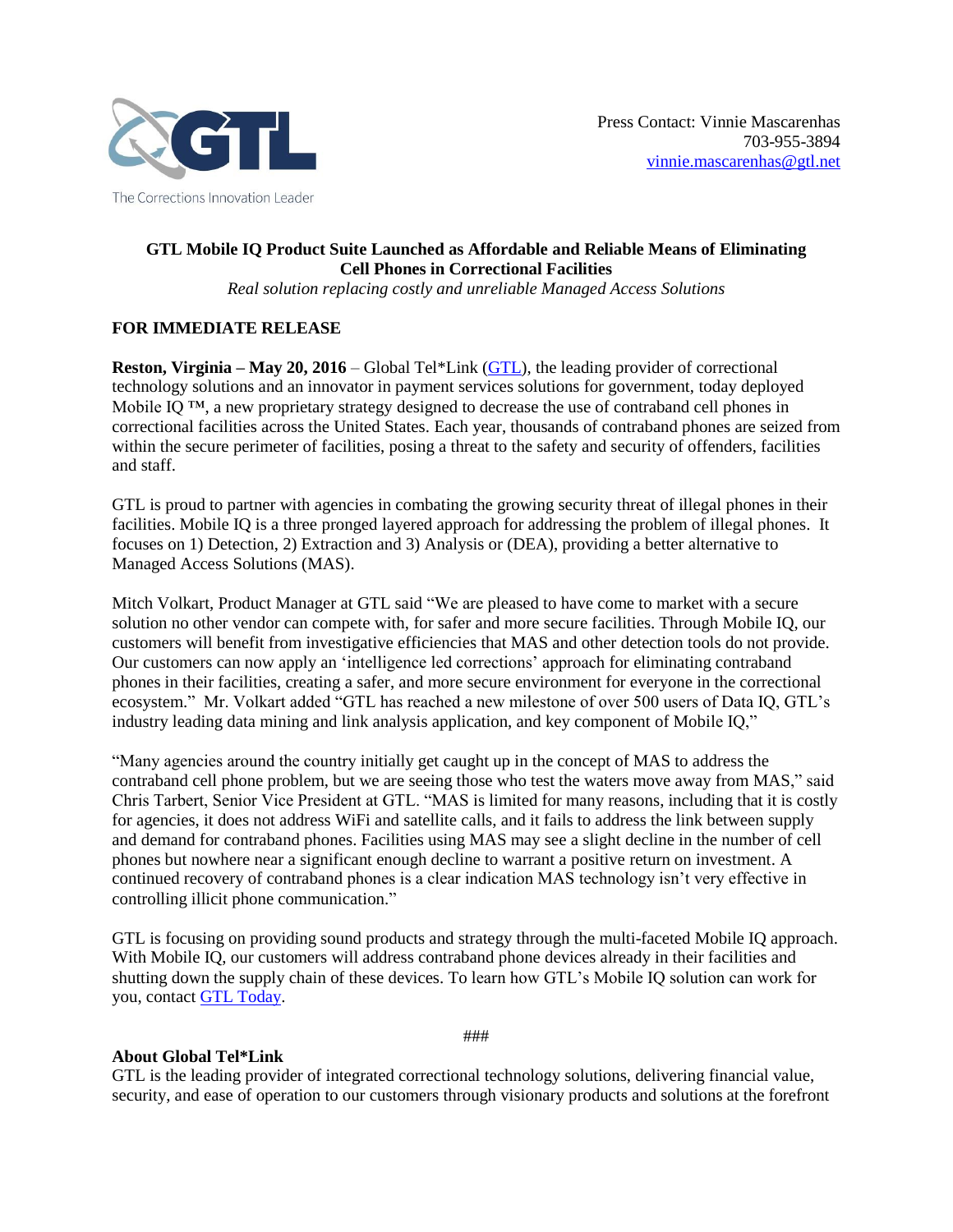The Corrections Innovation Leader

Press Contact: Vinnie Mascarenhas
703-955-3894
vinnie.mascarenhas@gtl.net

**GTL Mobile IQ Product Suite Launched as Affordable and Reliable Means of Eliminating Cell Phones in Correctional Facilities**

*Real solution replacing costly and unreliable Managed Access Solutions*

**FOR IMMEDIATE RELEASE**

**Reston, Virginia – May 20, 2016** – Global Tel*Link (GTL), the leading provider of correctional technology solutions and an innovator in payment services solutions for government, today deployed Mobile IQ ™, a new proprietary strategy designed to decrease the use of contraband cell phones in correctional facilities across the United States. Each year, thousands of contraband phones are seized from within the secure perimeter of facilities, posing a threat to the safety and security of offenders, facilities and staff.

GTL is proud to partner with agencies in combating the growing security threat of illegal phones in their facilities. Mobile IQ is a three pronged layered approach for addressing the problem of illegal phones. It focuses on 1) Detection, 2) Extraction and 3) Analysis or (DEA), providing a better alternative to Managed Access Solutions (MAS).

Mitch Volkart, Product Manager at GTL said "We are pleased to have come to market with a secure solution no other vendor can compete with, for safer and more secure facilities. Through Mobile IQ, our customers will benefit from investigative efficiencies that MAS and other detection tools do not provide. Our customers can now apply an 'intelligence led corrections' approach for eliminating contraband phones in their facilities, creating a safer, and more secure environment for everyone in the correctional ecosystem." Mr. Volkart added "GTL has reached a new milestone of over 500 users of Data IQ, GTL's industry leading data mining and link analysis application, and key component of Mobile IQ,"

"Many agencies around the country initially get caught up in the concept of MAS to address the contraband cell phone problem, but we are seeing those who test the waters move away from MAS," said Chris Tarbert, Senior Vice President at GTL. "MAS is limited for many reasons, including that it is costly for agencies, it does not address WiFi and satellite calls, and it fails to address the link between supply and demand for contraband phones. Facilities using MAS may see a slight decline in the number of cell phones but nowhere near a significant enough decline to warrant a positive return on investment. A continued recovery of contraband phones is a clear indication MAS technology isn't very effective in controlling illicit phone communication."

GTL is focusing on providing sound products and strategy through the multi-faceted Mobile IQ approach. With Mobile IQ, our customers will address contraband phone devices already in their facilities and shutting down the supply chain of these devices. To learn how GTL's Mobile IQ solution can work for you, contact GTL Today.

###

**About Global Tel*Link**

GTL is the leading provider of integrated correctional technology solutions, delivering financial value, security, and ease of operation to our customers through visionary products and solutions at the forefront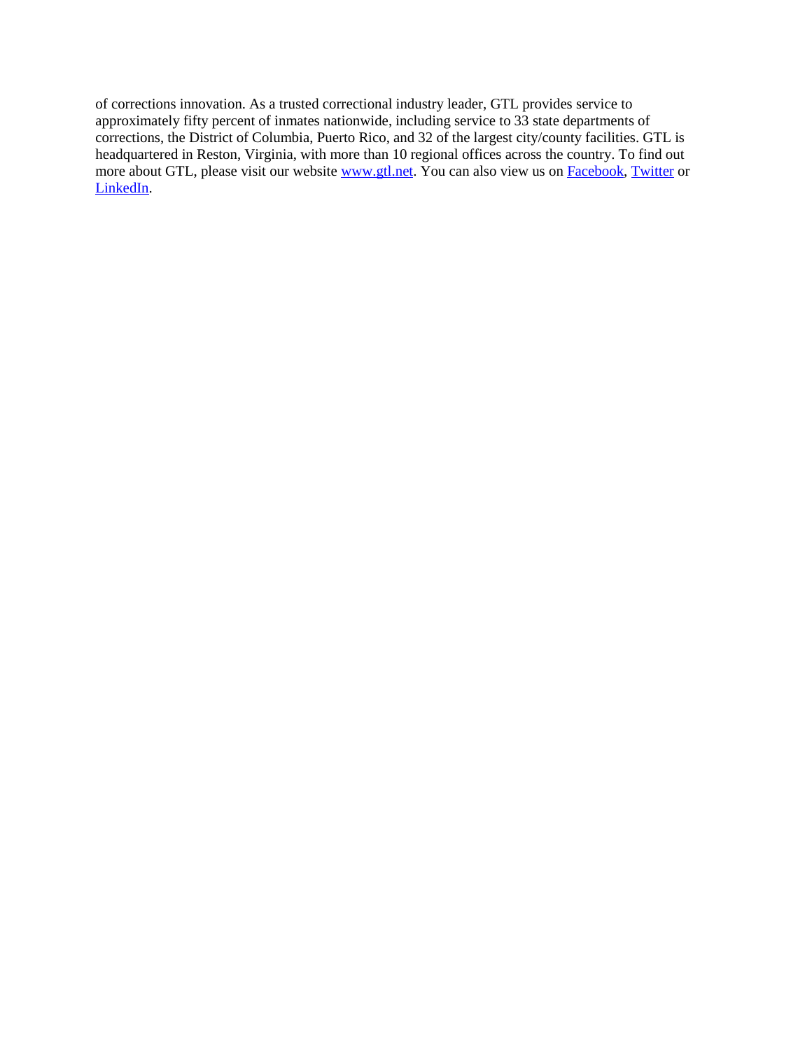of corrections innovation. As a trusted correctional industry leader, GTL provides service to approximately fifty percent of inmates nationwide, including service to 33 state departments of corrections, the District of Columbia, Puerto Rico, and 32 of the largest city/county facilities. GTL is headquartered in Reston, Virginia, with more than 10 regional offices across the country. To find out more about GTL, please visit our website [www.gtl.net](http://www.gtl.net). You can also view us on Facebook, Twitter or LinkedIn.